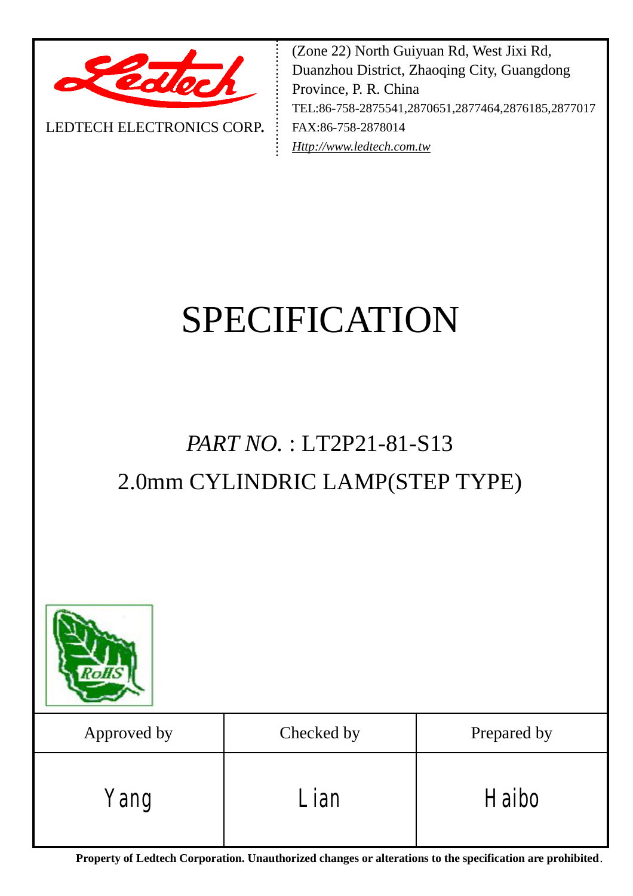LEDTECH ELECTRONICS CORP.

(Zone 22) North Guiyuan Rd, West Jixi Rd, Duanzhou District, Zhaoqing City, Guangdong Province, P. R. China
TEL:86-758-2875541,2870651,2877464,2876185,2877017
FAX:86-758-2878014
*Http://www.ledtech.com.tw*

# SPECIFICATION

## *PART NO.* : LT2P21-81-S13

## 2.0mm CYLINDRIC LAMP(STEP TYPE)

| Approved by | Checked by | Prepared by |
|---|---|---|
| Yang | Lian | Haibo |

**Property of Ledtech Corporation. Unauthorized changes or alterations to the specification are prohibited**.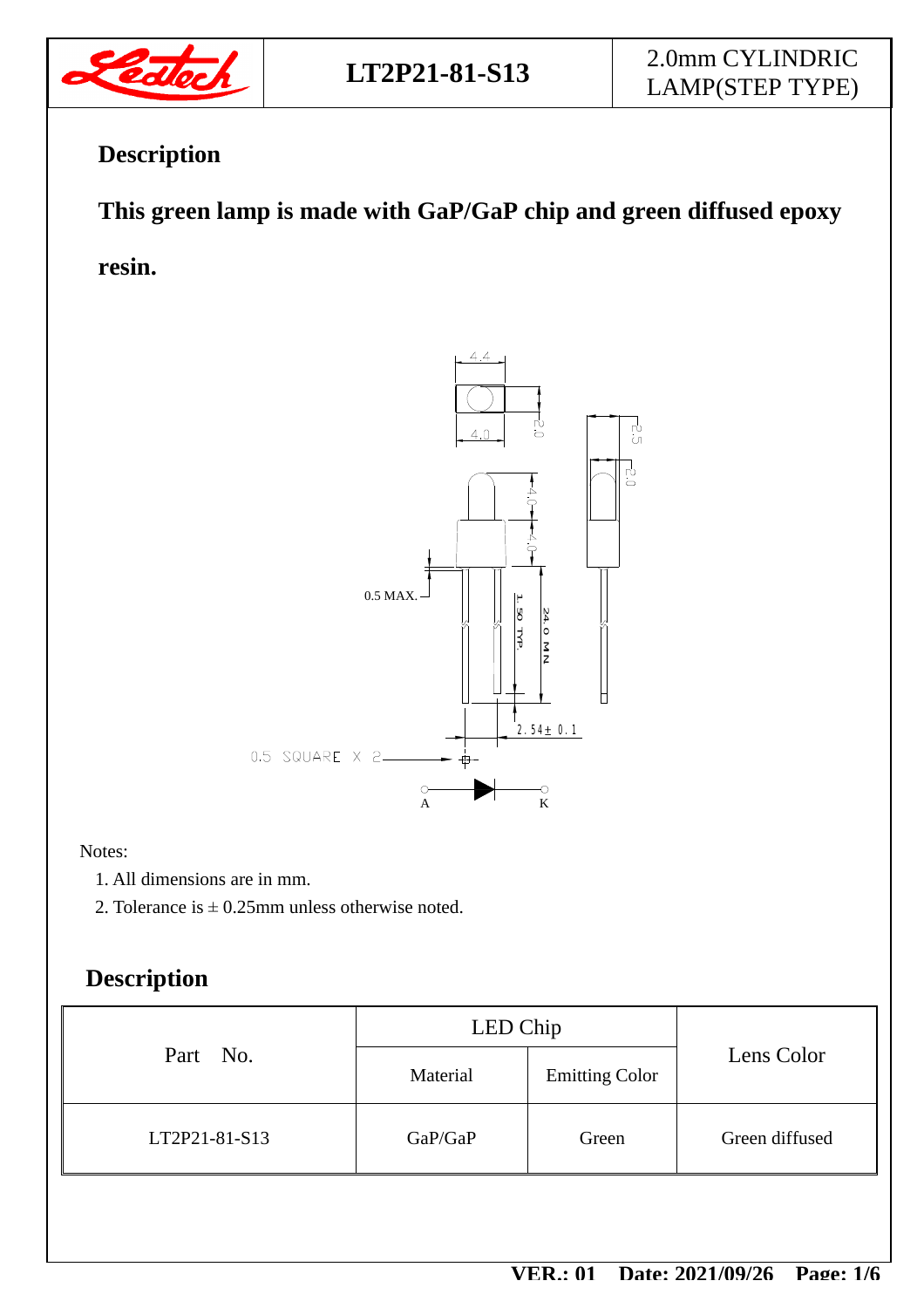## Description

**This green lamp is made with GaP/GaP chip and green diffused epoxy resin.**

Notes:

1. All dimensions are in mm.
2. Tolerance is ± 0.25mm unless otherwise noted.

## Description

| Part No. | LED Chip | | Lens Color |
|---|---|---|---|
| | Material | Emitting Color | |
| LT2P21-81-S13 | GaP/GaP | Green | Green diffused |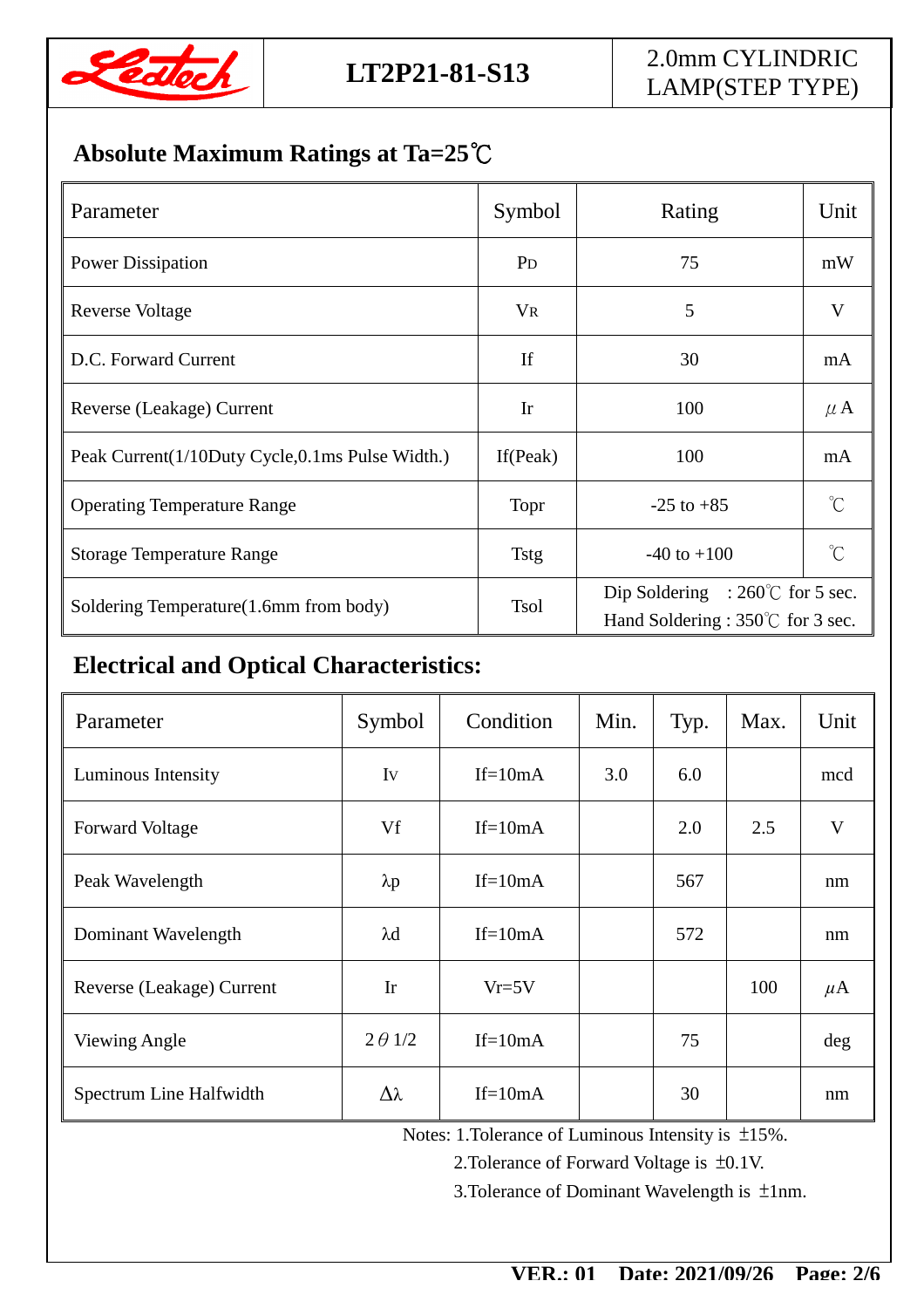# LT2P21-81-S13

2.0mm CYLINDRIC LAMP(STEP TYPE)

## Absolute Maximum Ratings at Ta=25℃

| Parameter | Symbol | Rating | Unit |
|---|---|---|---|
| Power Dissipation | $P_D$ | 75 | mW |
| Reverse Voltage | $V_R$ | 5 | V |
| D.C. Forward Current | If | 30 | mA |
| Reverse (Leakage) Current | Ir | 100 | μA |
| Peak Current(1/10Duty Cycle,0.1ms Pulse Width.) | If(Peak) | 100 | mA |
| Operating Temperature Range | Topr | -25 to +85 | ℃ |
| Storage Temperature Range | Tstg | -40 to +100 | ℃ |
| Soldering Temperature(1.6mm from body) | Tsol | Dip Soldering : 260℃ for 5 sec.<br>Hand Soldering : 350℃ for 3 sec. | |

## Electrical and Optical Characteristics:

| Parameter | Symbol | Condition | Min. | Typ. | Max. | Unit |
|---|---|---|---|---|---|---|
| Luminous Intensity | $I_V$ | If=10mA | 3.0 | 6.0 | | mcd |
| Forward Voltage | Vf | If=10mA | | 2.0 | 2.5 | V |
| Peak Wavelength | λp | If=10mA | | 567 | | nm |
| Dominant Wavelength | λd | If=10mA | | 572 | | nm |
| Reverse (Leakage) Current | Ir | Vr=5V | | | 100 | μA |
| Viewing Angle | $2\theta 1/2$ | If=10mA | | 75 | | deg |
| Spectrum Line Halfwidth | Δλ | If=10mA | | 30 | | nm |

Notes: 1.Tolerance of Luminous Intensity is ±15%.
2.Tolerance of Forward Voltage is ±0.1V.
3.Tolerance of Dominant Wavelength is ±1nm.

VER.: 01 Date: 2021/09/26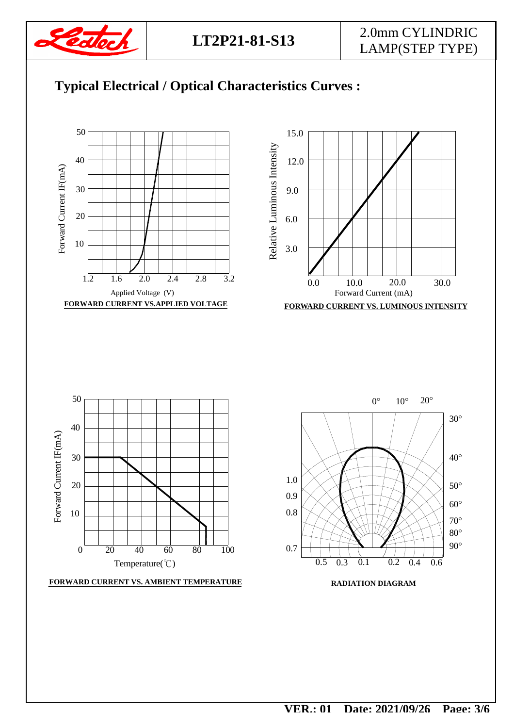## Typical Electrical / Optical Characteristics Curves :

**FORWARD CURRENT VS.APPLIED VOLTAGE**

**FORWARD CURRENT VS. LUMINOUS INTENSITY**

**FORWARD CURRENT VS. AMBIENT TEMPERATURE**

**RADIATION DIAGRAM**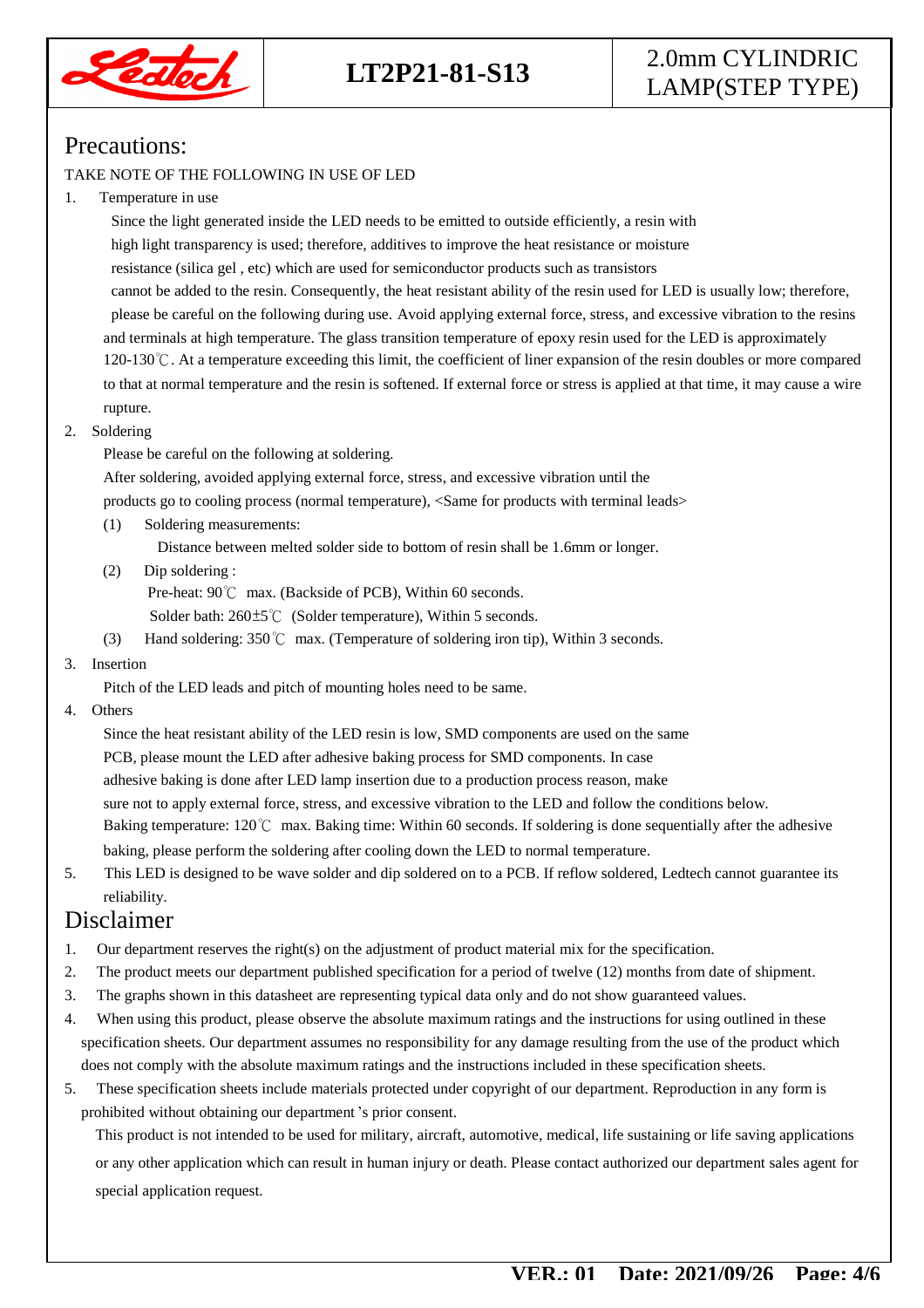## Precautions:

TAKE NOTE OF THE FOLLOWING IN USE OF LED

1. Temperature in use

   Since the light generated inside the LED needs to be emitted to outside efficiently, a resin with high light transparency is used; therefore, additives to improve the heat resistance or moisture resistance (silica gel , etc) which are used for semiconductor products such as transistors cannot be added to the resin. Consequently, the heat resistant ability of the resin used for LED is usually low; therefore, please be careful on the following during use. Avoid applying external force, stress, and excessive vibration to the resins and terminals at high temperature. The glass transition temperature of epoxy resin used for the LED is approximately 120-130℃. At a temperature exceeding this limit, the coefficient of liner expansion of the resin doubles or more compared to that at normal temperature and the resin is softened. If external force or stress is applied at that time, it may cause a wire rupture.

2. Soldering

   Please be careful on the following at soldering.

   After soldering, avoided applying external force, stress, and excessive vibration until the products go to cooling process (normal temperature), <Same for products with terminal leads>

   (1) Soldering measurements:

   Distance between melted solder side to bottom of resin shall be 1.6mm or longer.

   (2) Dip soldering :

   Pre-heat: 90℃ max. (Backside of PCB), Within 60 seconds.

   Solder bath: 260±5℃ (Solder temperature), Within 5 seconds.

   (3) Hand soldering: 350℃ max. (Temperature of soldering iron tip), Within 3 seconds.

3. Insertion

   Pitch of the LED leads and pitch of mounting holes need to be same.

4. Others

   Since the heat resistant ability of the LED resin is low, SMD components are used on the same PCB, please mount the LED after adhesive baking process for SMD components. In case adhesive baking is done after LED lamp insertion due to a production process reason, make sure not to apply external force, stress, and excessive vibration to the LED and follow the conditions below.

   Baking temperature: 120℃ max. Baking time: Within 60 seconds. If soldering is done sequentially after the adhesive baking, please perform the soldering after cooling down the LED to normal temperature.

5. This LED is designed to be wave solder and dip soldered on to a PCB. If reflow soldered, Ledtech cannot guarantee its reliability.

## Disclaimer

1. Our department reserves the right(s) on the adjustment of product material mix for the specification.
2. The product meets our department published specification for a period of twelve (12) months from date of shipment.
3. The graphs shown in this datasheet are representing typical data only and do not show guaranteed values.
4. When using this product, please observe the absolute maximum ratings and the instructions for using outlined in these specification sheets. Our department assumes no responsibility for any damage resulting from the use of the product which does not comply with the absolute maximum ratings and the instructions included in these specification sheets.
5. These specification sheets include materials protected under copyright of our department. Reproduction in any form is prohibited without obtaining our department's prior consent.

   This product is not intended to be used for military, aircraft, automotive, medical, life sustaining or life saving applications or any other application which can result in human injury or death. Please contact authorized our department sales agent for special application request.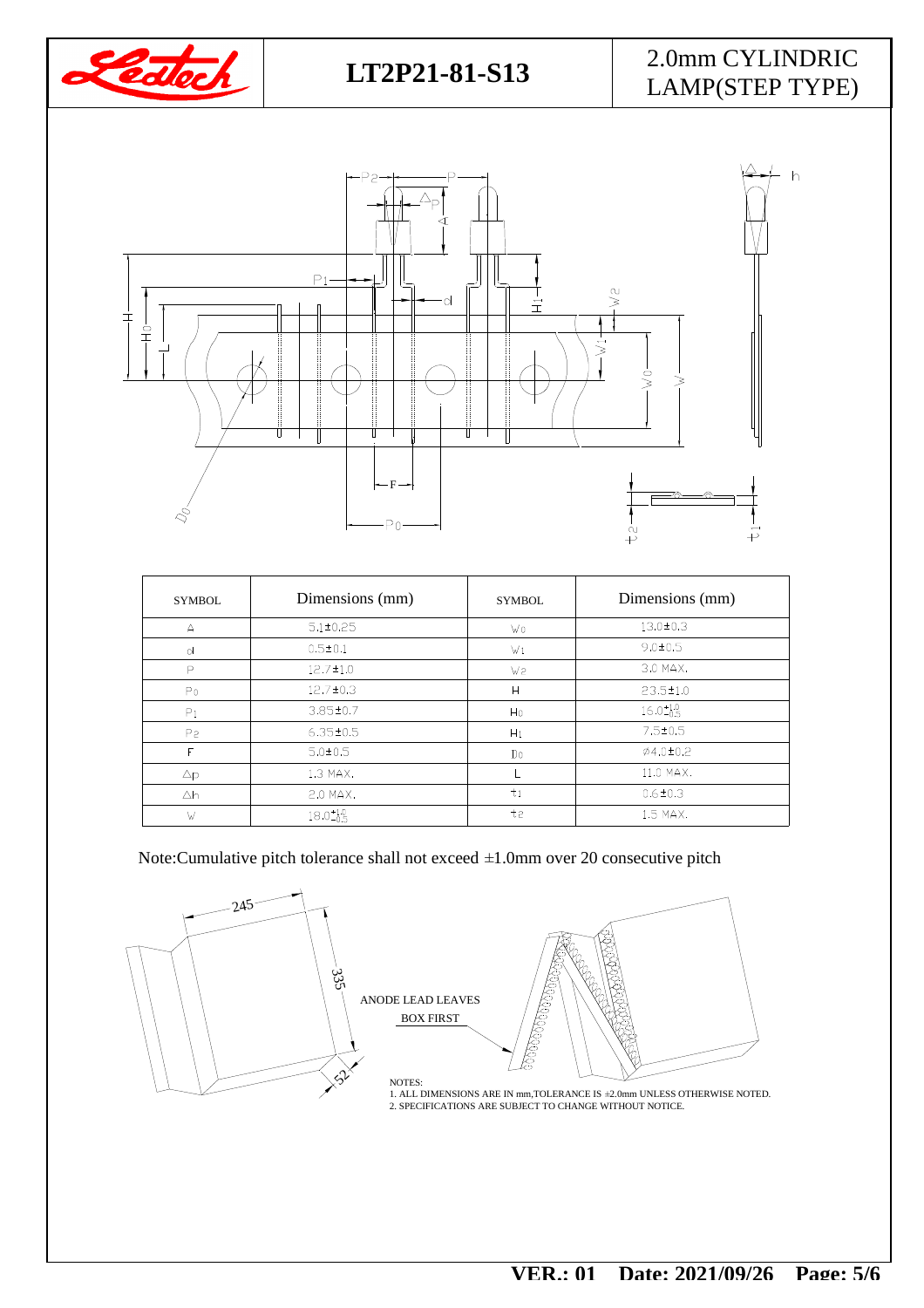# LT2P21-81-S13

2.0mm CYLINDRIC LAMP(STEP TYPE)

| SYMBOL | Dimensions (mm) | SYMBOL | Dimensions (mm) |
|---|---|---|---|
| A | 5.1±0.25 | $W_0$ | 13.0±0.3 |
| d | 0.5±0.1 | $W_1$ | 9.0±0.5 |
| P | 12.7±1.0 | $W_2$ | 3.0 MAX. |
| $P_0$ | 12.7±0.3 | H | 23.5±1.0 |
| $P_1$ | 3.85±0.7 | $H_0$ | $16.0^{+1.0}_{-0.5}$ |
| $P_2$ | 6.35±0.5 | $H_1$ | 7.5±0.5 |
| F | 5.0±0.5 | $D_0$ | Ø4.0±0.2 |
| $\Delta p$ | 1.3 MAX. | L | 11.0 MAX. |
| $\Delta h$ | 2.0 MAX. | $t_1$ | 0.6±0.3 |
| W | $18.0^{+1.0}_{-0.5}$ | $t_2$ | 1.5 MAX. |

Note:Cumulative pitch tolerance shall not exceed ±1.0mm over 20 consecutive pitch

245

335

52

ANODE LEAD LEAVES BOX FIRST

NOTES:
1. ALL DIMENSIONS ARE IN mm,TOLERANCE IS ±2.0mm UNLESS OTHERWISE NOTED.
2. SPECIFICATIONS ARE SUBJECT TO CHANGE WITHOUT NOTICE.

VER.: 01 Date: 2021/09/26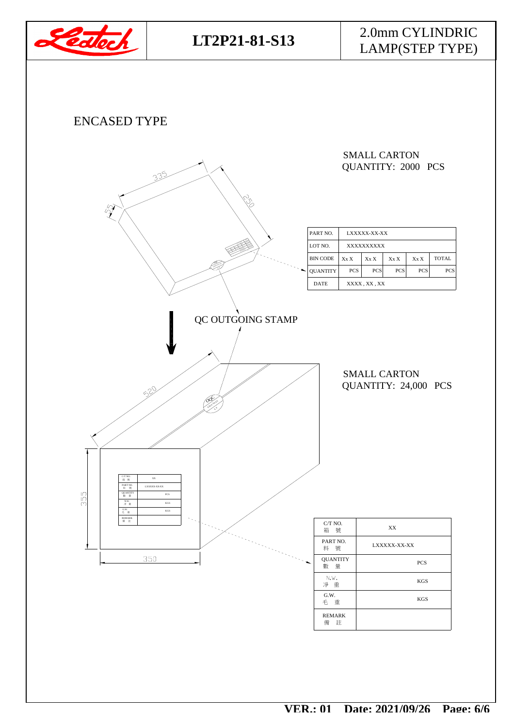# ENCASED TYPE

SMALL CARTON
QUANTITY: 2000 PCS

335

250

55

| PART NO. | LXXXXX-XX-XX | | | | |
|---|---|---|---|---|---|
| LOT NO. | XXXXXXXXXX | | | | |
| BIN CODE | Xx X | Xx X | Xx X | Xx X | TOTAL |
| QUANTITY | PCS | PCS | PCS | PCS | PCS |
| DATE | XXXX , XX , XX | | | | |

QC OUTGOING STAMP

SMALL CARTON
QUANTITY: 24,000 PCS

520

355

350

| | |
|---|---|
| C/T NO. 箱 號 | XX |
| PART NO. 料 號 | LXXXXX-XX-XX |
| QUANTITY 數 量 | PCS |
| N.W. 淨 重 | KGS |
| G.W. 毛 重 | KGS |
| REMARK 備 註 | |